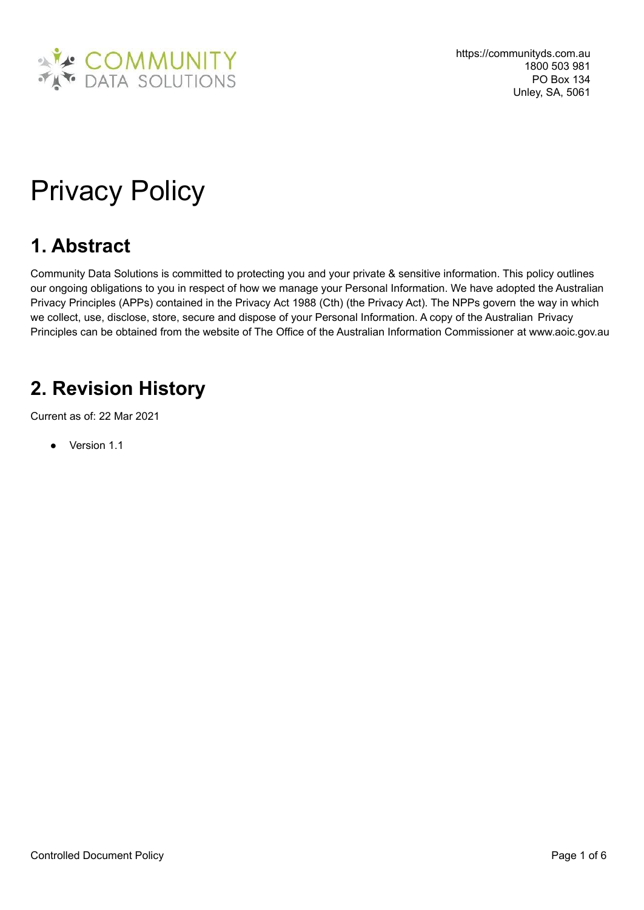https://communityds.com.au
1800 503 981
PO Box 134
Unley, SA, 5061

# Privacy Policy

## 1. Abstract

Community Data Solutions is committed to protecting you and your private & sensitive information. This policy outlines our ongoing obligations to you in respect of how we manage your Personal Information. We have adopted the Australian Privacy Principles (APPs) contained in the Privacy Act 1988 (Cth) (the Privacy Act). The NPPs govern the way in which we collect, use, disclose, store, secure and dispose of your Personal Information. A copy of the Australian Privacy Principles can be obtained from the website of The Office of the Australian Information Commissioner at www.aoic.gov.au

## 2. Revision History

Current as of: 22 Mar 2021

- Version 1.1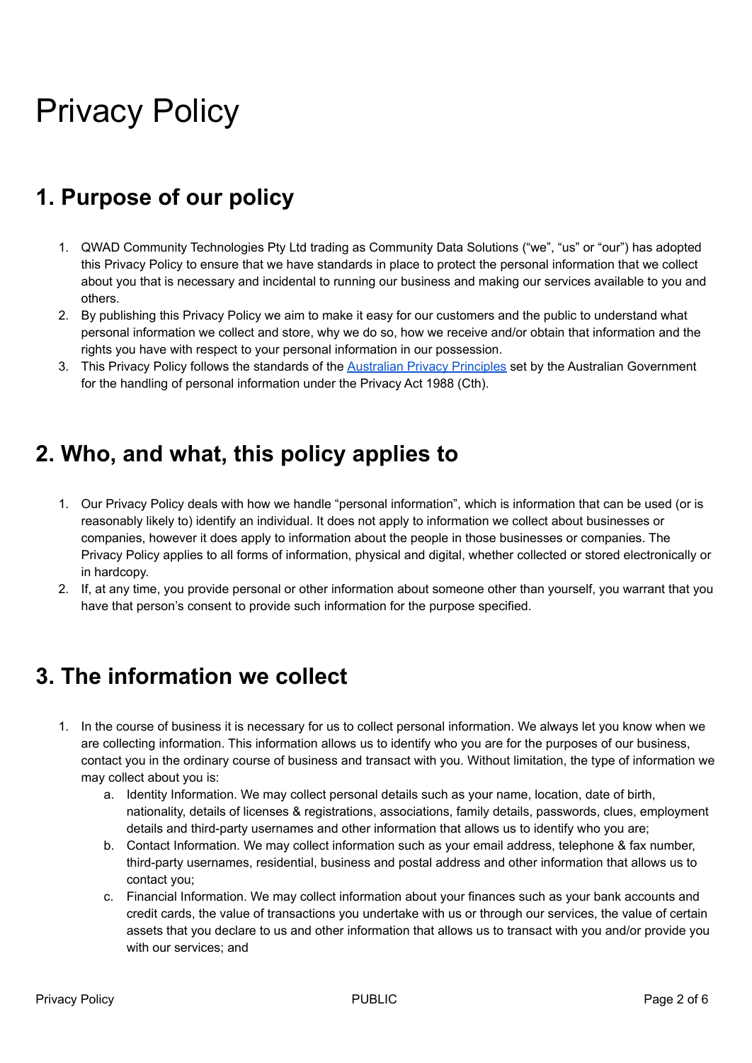# Privacy Policy

## 1. Purpose of our policy

1. QWAD Community Technologies Pty Ltd trading as Community Data Solutions ("we", "us" or "our") has adopted this Privacy Policy to ensure that we have standards in place to protect the personal information that we collect about you that is necessary and incidental to running our business and making our services available to you and others.
2. By publishing this Privacy Policy we aim to make it easy for our customers and the public to understand what personal information we collect and store, why we do so, how we receive and/or obtain that information and the rights you have with respect to your personal information in our possession.
3. This Privacy Policy follows the standards of the [Australian Privacy Principles] set by the Australian Government for the handling of personal information under the Privacy Act 1988 (Cth).

## 2. Who, and what, this policy applies to

1. Our Privacy Policy deals with how we handle "personal information", which is information that can be used (or is reasonably likely to) identify an individual. It does not apply to information we collect about businesses or companies, however it does apply to information about the people in those businesses or companies. The Privacy Policy applies to all forms of information, physical and digital, whether collected or stored electronically or in hardcopy.
2. If, at any time, you provide personal or other information about someone other than yourself, you warrant that you have that person's consent to provide such information for the purpose specified.

## 3. The information we collect

1. In the course of business it is necessary for us to collect personal information. We always let you know when we are collecting information. This information allows us to identify who you are for the purposes of our business, contact you in the ordinary course of business and transact with you. Without limitation, the type of information we may collect about you is:
   a. Identity Information. We may collect personal details such as your name, location, date of birth, nationality, details of licenses & registrations, associations, family details, passwords, clues, employment details and third-party usernames and other information that allows us to identify who you are;
   b. Contact Information. We may collect information such as your email address, telephone & fax number, third-party usernames, residential, business and postal address and other information that allows us to contact you;
   c. Financial Information. We may collect information about your finances such as your bank accounts and credit cards, the value of transactions you undertake with us or through our services, the value of certain assets that you declare to us and other information that allows us to transact with you and/or provide you with our services; and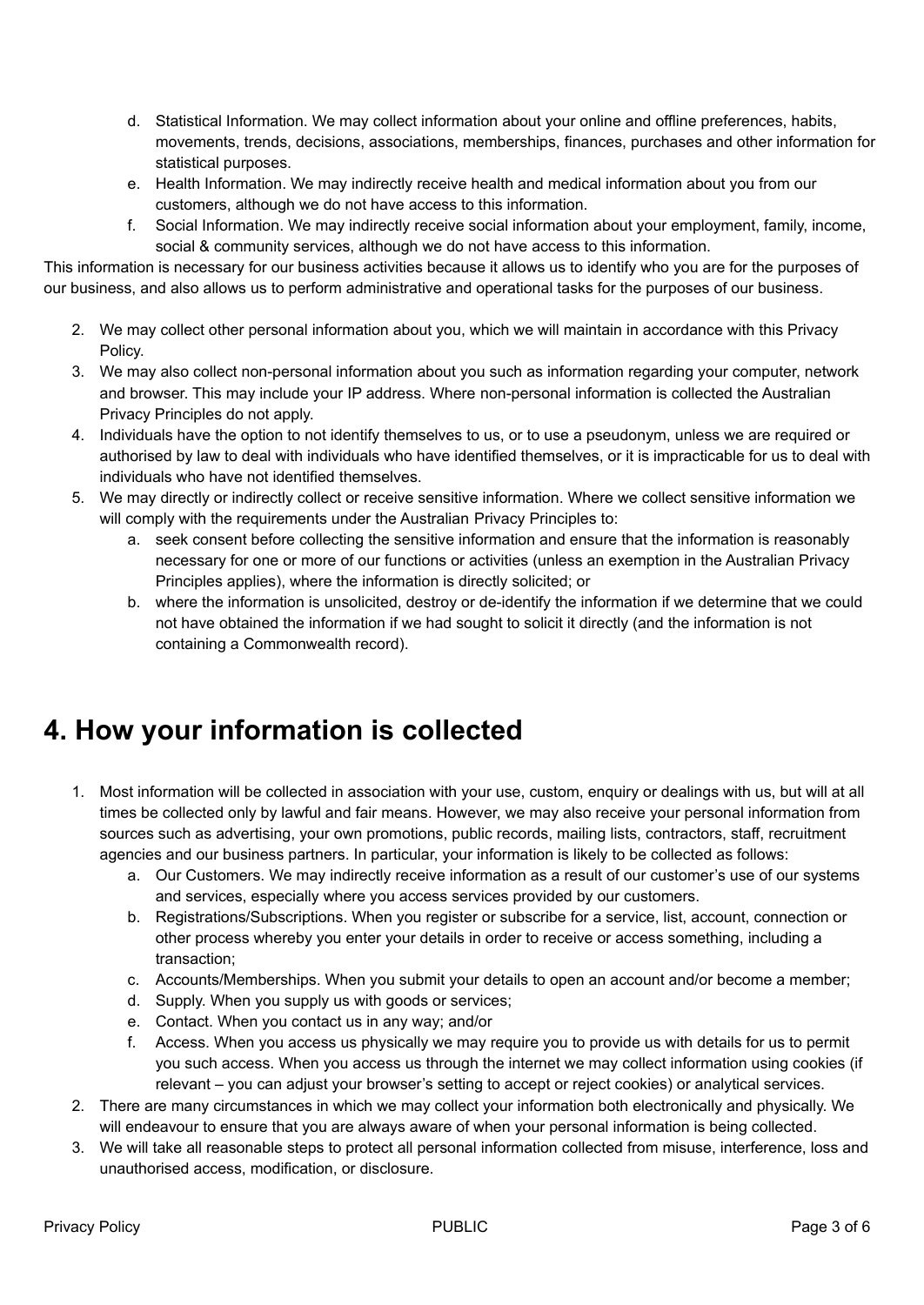d. Statistical Information. We may collect information about your online and offline preferences, habits, movements, trends, decisions, associations, memberships, finances, purchases and other information for statistical purposes.
e. Health Information. We may indirectly receive health and medical information about you from our customers, although we do not have access to this information.
f. Social Information. We may indirectly receive social information about your employment, family, income, social & community services, although we do not have access to this information.

This information is necessary for our business activities because it allows us to identify who you are for the purposes of our business, and also allows us to perform administrative and operational tasks for the purposes of our business.

2. We may collect other personal information about you, which we will maintain in accordance with this Privacy Policy.
3. We may also collect non-personal information about you such as information regarding your computer, network and browser. This may include your IP address. Where non-personal information is collected the Australian Privacy Principles do not apply.
4. Individuals have the option to not identify themselves to us, or to use a pseudonym, unless we are required or authorised by law to deal with individuals who have identified themselves, or it is impracticable for us to deal with individuals who have not identified themselves.
5. We may directly or indirectly collect or receive sensitive information. Where we collect sensitive information we will comply with the requirements under the Australian Privacy Principles to:
    a. seek consent before collecting the sensitive information and ensure that the information is reasonably necessary for one or more of our functions or activities (unless an exemption in the Australian Privacy Principles applies), where the information is directly solicited; or
    b. where the information is unsolicited, destroy or de-identify the information if we determine that we could not have obtained the information if we had sought to solicit it directly (and the information is not containing a Commonwealth record).

# 4. How your information is collected

1. Most information will be collected in association with your use, custom, enquiry or dealings with us, but will at all times be collected only by lawful and fair means. However, we may also receive your personal information from sources such as advertising, your own promotions, public records, mailing lists, contractors, staff, recruitment agencies and our business partners. In particular, your information is likely to be collected as follows:
    a. Our Customers. We may indirectly receive information as a result of our customer's use of our systems and services, especially where you access services provided by our customers.
    b. Registrations/Subscriptions. When you register or subscribe for a service, list, account, connection or other process whereby you enter your details in order to receive or access something, including a transaction;
    c. Accounts/Memberships. When you submit your details to open an account and/or become a member;
    d. Supply. When you supply us with goods or services;
    e. Contact. When you contact us in any way; and/or
    f. Access. When you access us physically we may require you to provide us with details for us to permit you such access. When you access us through the internet we may collect information using cookies (if relevant – you can adjust your browser's setting to accept or reject cookies) or analytical services.
2. There are many circumstances in which we may collect your information both electronically and physically. We will endeavour to ensure that you are always aware of when your personal information is being collected.
3. We will take all reasonable steps to protect all personal information collected from misuse, interference, loss and unauthorised access, modification, or disclosure.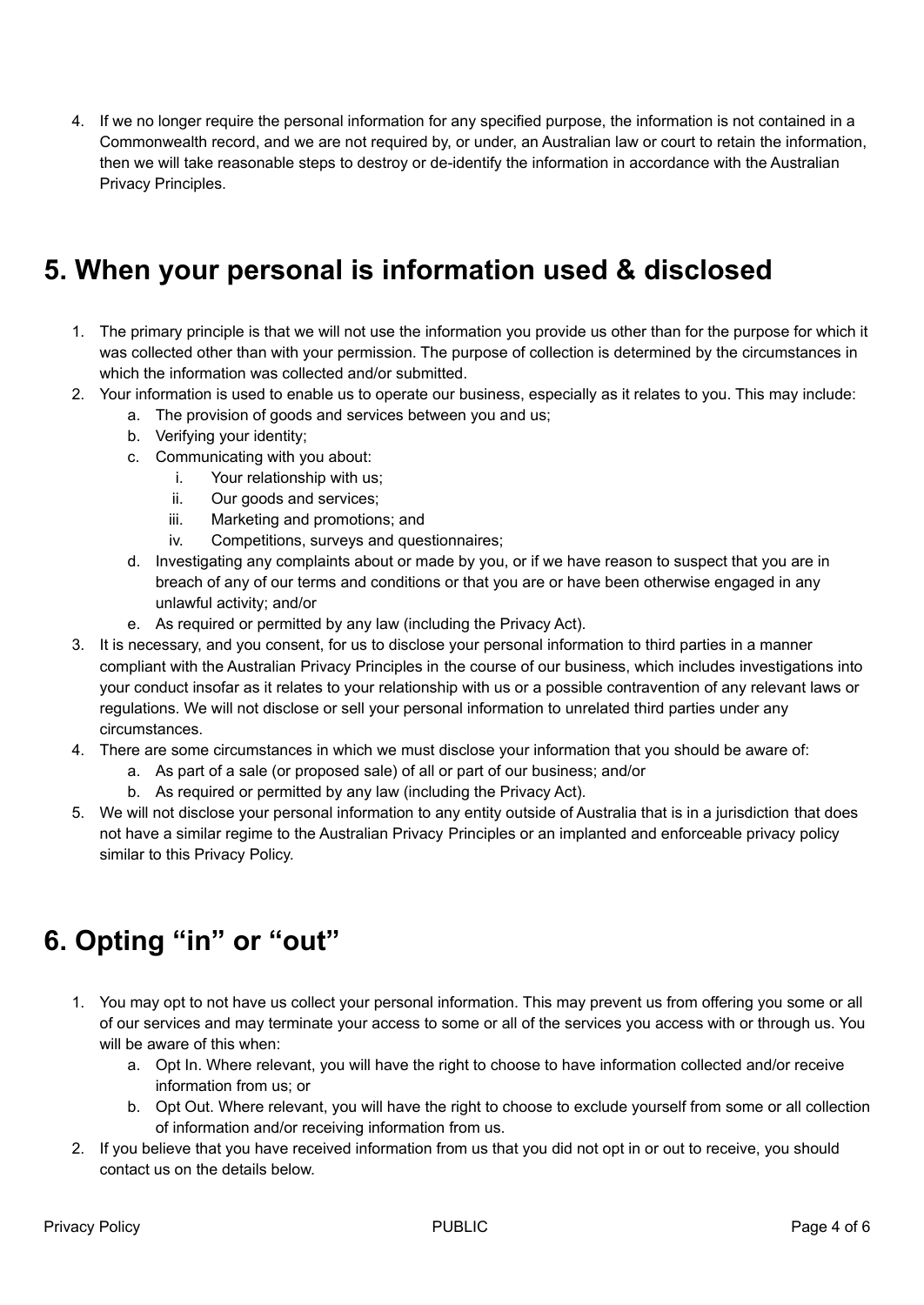4. If we no longer require the personal information for any specified purpose, the information is not contained in a Commonwealth record, and we are not required by, or under, an Australian law or court to retain the information, then we will take reasonable steps to destroy or de-identify the information in accordance with the Australian Privacy Principles.

## 5. When your personal is information used & disclosed

1. The primary principle is that we will not use the information you provide us other than for the purpose for which it was collected other than with your permission. The purpose of collection is determined by the circumstances in which the information was collected and/or submitted.
2. Your information is used to enable us to operate our business, especially as it relates to you. This may include:
   a. The provision of goods and services between you and us;
   b. Verifying your identity;
   c. Communicating with you about:
      i. Your relationship with us;
      ii. Our goods and services;
      iii. Marketing and promotions; and
      iv. Competitions, surveys and questionnaires;
   d. Investigating any complaints about or made by you, or if we have reason to suspect that you are in breach of any of our terms and conditions or that you are or have been otherwise engaged in any unlawful activity; and/or
   e. As required or permitted by any law (including the Privacy Act).
3. It is necessary, and you consent, for us to disclose your personal information to third parties in a manner compliant with the Australian Privacy Principles in the course of our business, which includes investigations into your conduct insofar as it relates to your relationship with us or a possible contravention of any relevant laws or regulations. We will not disclose or sell your personal information to unrelated third parties under any circumstances.
4. There are some circumstances in which we must disclose your information that you should be aware of:
   a. As part of a sale (or proposed sale) of all or part of our business; and/or
   b. As required or permitted by any law (including the Privacy Act).
5. We will not disclose your personal information to any entity outside of Australia that is in a jurisdiction that does not have a similar regime to the Australian Privacy Principles or an implanted and enforceable privacy policy similar to this Privacy Policy.

## 6. Opting "in" or "out"

1. You may opt to not have us collect your personal information. This may prevent us from offering you some or all of our services and may terminate your access to some or all of the services you access with or through us. You will be aware of this when:
   a. Opt In. Where relevant, you will have the right to choose to have information collected and/or receive information from us; or
   b. Opt Out. Where relevant, you will have the right to choose to exclude yourself from some or all collection of information and/or receiving information from us.
2. If you believe that you have received information from us that you did not opt in or out to receive, you should contact us on the details below.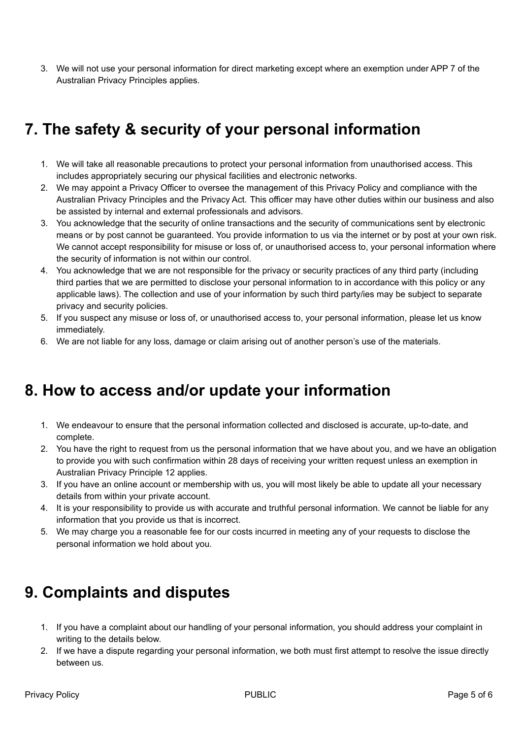3. We will not use your personal information for direct marketing except where an exemption under APP 7 of the Australian Privacy Principles applies.

## 7. The safety & security of your personal information

1. We will take all reasonable precautions to protect your personal information from unauthorised access. This includes appropriately securing our physical facilities and electronic networks.
2. We may appoint a Privacy Officer to oversee the management of this Privacy Policy and compliance with the Australian Privacy Principles and the Privacy Act. This officer may have other duties within our business and also be assisted by internal and external professionals and advisors.
3. You acknowledge that the security of online transactions and the security of communications sent by electronic means or by post cannot be guaranteed. You provide information to us via the internet or by post at your own risk. We cannot accept responsibility for misuse or loss of, or unauthorised access to, your personal information where the security of information is not within our control.
4. You acknowledge that we are not responsible for the privacy or security practices of any third party (including third parties that we are permitted to disclose your personal information to in accordance with this policy or any applicable laws). The collection and use of your information by such third party/ies may be subject to separate privacy and security policies.
5. If you suspect any misuse or loss of, or unauthorised access to, your personal information, please let us know immediately.
6. We are not liable for any loss, damage or claim arising out of another person's use of the materials.

## 8. How to access and/or update your information

1. We endeavour to ensure that the personal information collected and disclosed is accurate, up-to-date, and complete.
2. You have the right to request from us the personal information that we have about you, and we have an obligation to provide you with such confirmation within 28 days of receiving your written request unless an exemption in Australian Privacy Principle 12 applies.
3. If you have an online account or membership with us, you will most likely be able to update all your necessary details from within your private account.
4. It is your responsibility to provide us with accurate and truthful personal information. We cannot be liable for any information that you provide us that is incorrect.
5. We may charge you a reasonable fee for our costs incurred in meeting any of your requests to disclose the personal information we hold about you.

## 9. Complaints and disputes

1. If you have a complaint about our handling of your personal information, you should address your complaint in writing to the details below.
2. If we have a dispute regarding your personal information, we both must first attempt to resolve the issue directly between us.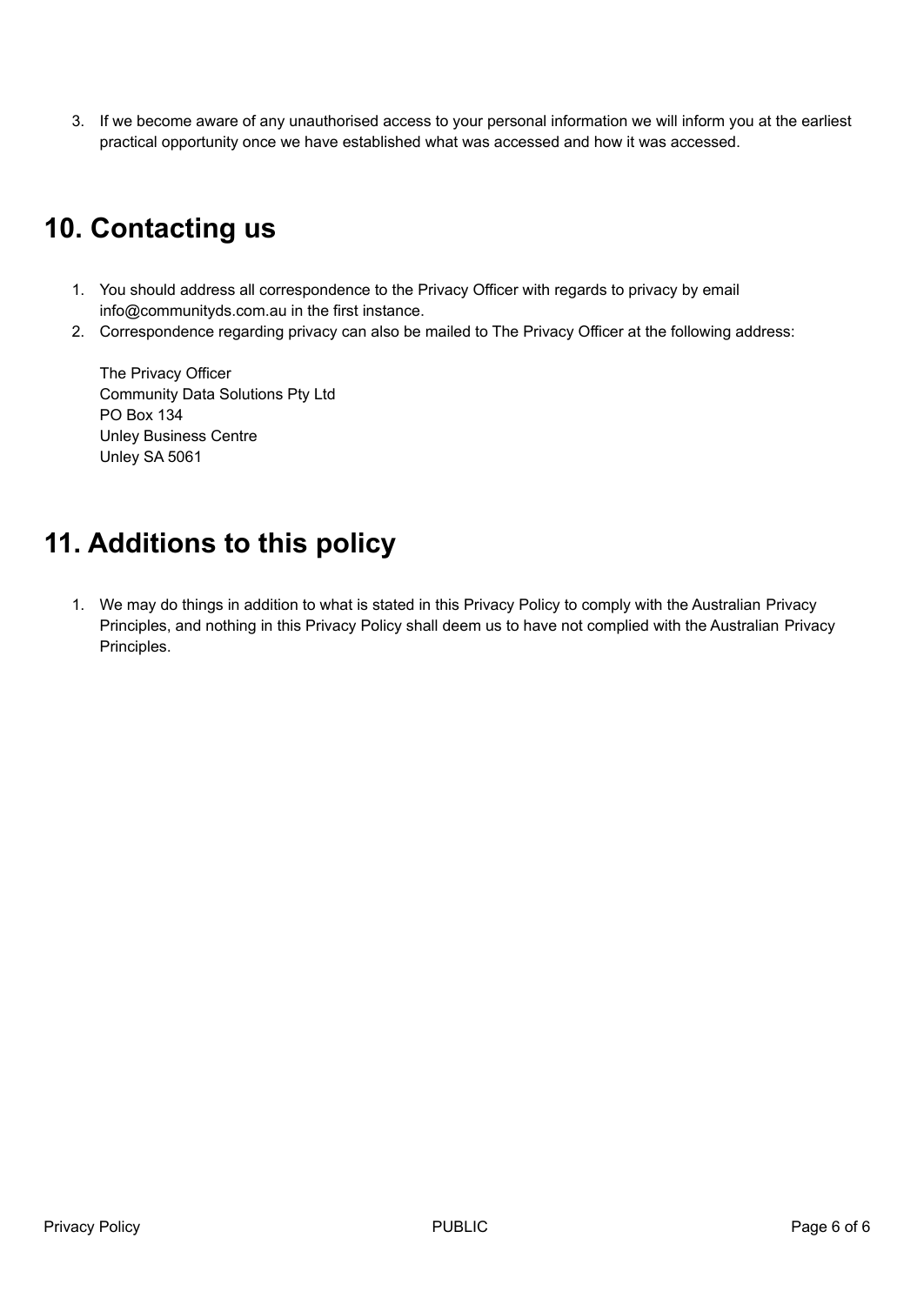3. If we become aware of any unauthorised access to your personal information we will inform you at the earliest practical opportunity once we have established what was accessed and how it was accessed.

## 10. Contacting us

1. You should address all correspondence to the Privacy Officer with regards to privacy by email info@communityds.com.au in the first instance.
2. Correspondence regarding privacy can also be mailed to The Privacy Officer at the following address:

   The Privacy Officer
   Community Data Solutions Pty Ltd
   PO Box 134
   Unley Business Centre
   Unley SA 5061

## 11. Additions to this policy

1. We may do things in addition to what is stated in this Privacy Policy to comply with the Australian Privacy Principles, and nothing in this Privacy Policy shall deem us to have not complied with the Australian Privacy Principles.